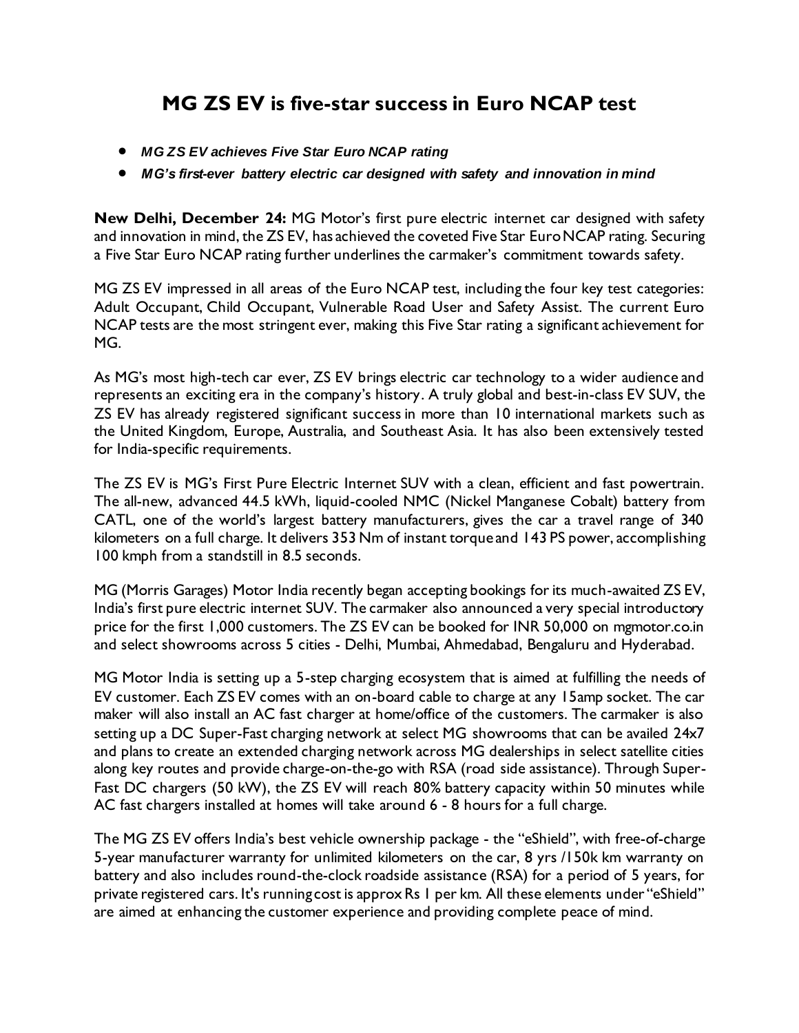# MG ZS EV is five-star success in Euro NCAP test

- ***MG ZS EV achieves Five Star Euro NCAP rating***
- ***MG's first-ever battery electric car designed with safety and innovation in mind***

**New Delhi, December 24:** MG Motor's first pure electric internet car designed with safety and innovation in mind, the ZS EV, has achieved the coveted Five Star Euro NCAP rating. Securing a Five Star Euro NCAP rating further underlines the carmaker's commitment towards safety.

MG ZS EV impressed in all areas of the Euro NCAP test, including the four key test categories: Adult Occupant, Child Occupant, Vulnerable Road User and Safety Assist. The current Euro NCAP tests are the most stringent ever, making this Five Star rating a significant achievement for MG.

As MG's most high-tech car ever, ZS EV brings electric car technology to a wider audience and represents an exciting era in the company's history. A truly global and best-in-class EV SUV, the ZS EV has already registered significant success in more than 10 international markets such as the United Kingdom, Europe, Australia, and Southeast Asia. It has also been extensively tested for India-specific requirements.

The ZS EV is MG's First Pure Electric Internet SUV with a clean, efficient and fast powertrain. The all-new, advanced 44.5 kWh, liquid-cooled NMC (Nickel Manganese Cobalt) battery from CATL, one of the world's largest battery manufacturers, gives the car a travel range of 340 kilometers on a full charge. It delivers 353 Nm of instant torque and 143 PS power, accomplishing 100 kmph from a standstill in 8.5 seconds.

MG (Morris Garages) Motor India recently began accepting bookings for its much-awaited ZS EV, India's first pure electric internet SUV. The carmaker also announced a very special introductory price for the first 1,000 customers. The ZS EV can be booked for INR 50,000 on mgmotor.co.in and select showrooms across 5 cities - Delhi, Mumbai, Ahmedabad, Bengaluru and Hyderabad.

MG Motor India is setting up a 5-step charging ecosystem that is aimed at fulfilling the needs of EV customer. Each ZS EV comes with an on-board cable to charge at any 15amp socket. The car maker will also install an AC fast charger at home/office of the customers. The carmaker is also setting up a DC Super-Fast charging network at select MG showrooms that can be availed 24x7 and plans to create an extended charging network across MG dealerships in select satellite cities along key routes and provide charge-on-the-go with RSA (road side assistance). Through Super-Fast DC chargers (50 kW), the ZS EV will reach 80% battery capacity within 50 minutes while AC fast chargers installed at homes will take around 6 - 8 hours for a full charge.

The MG ZS EV offers India's best vehicle ownership package - the "eShield", with free-of-charge 5-year manufacturer warranty for unlimited kilometers on the car, 8 yrs /150k km warranty on battery and also includes round-the-clock roadside assistance (RSA) for a period of 5 years, for private registered cars. It's running cost is approx Rs 1 per km. All these elements under "eShield" are aimed at enhancing the customer experience and providing complete peace of mind.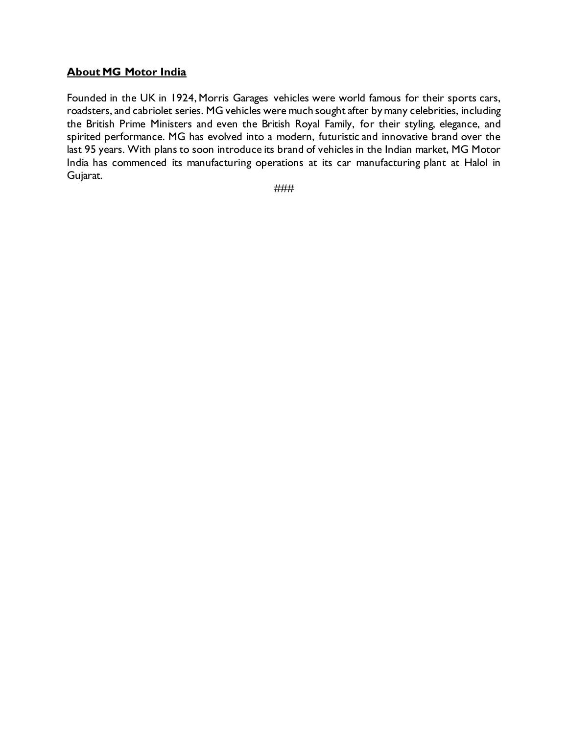**About MG Motor India**

Founded in the UK in 1924, Morris Garages vehicles were world famous for their sports cars, roadsters, and cabriolet series. MG vehicles were much sought after by many celebrities, including the British Prime Ministers and even the British Royal Family, for their styling, elegance, and spirited performance. MG has evolved into a modern, futuristic and innovative brand over the last 95 years. With plans to soon introduce its brand of vehicles in the Indian market, MG Motor India has commenced its manufacturing operations at its car manufacturing plant at Halol in Gujarat.

###